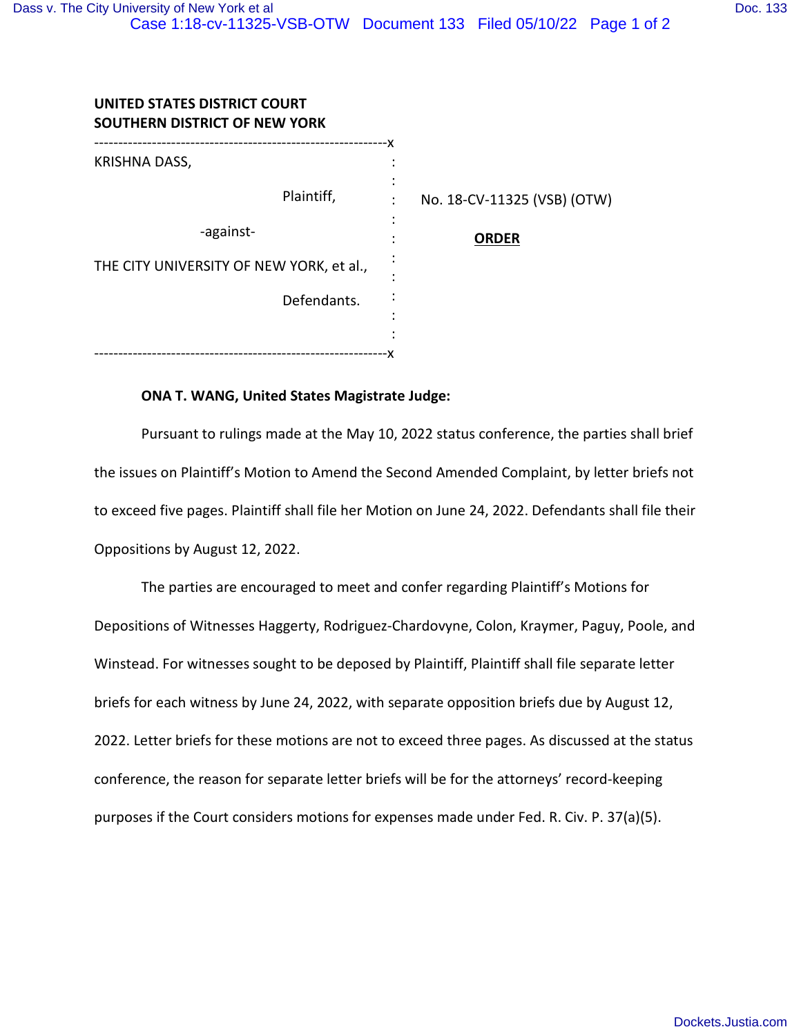**UNITED STATES DISTRICT COURT**
**SOUTHERN DISTRICT OF NEW YORK**

KRISHNA DASS,

Plaintiff,

-against-

THE CITY UNIVERSITY OF NEW YORK, et al.,

Defendants.

No. 18-CV-11325 (VSB) (OTW)

**ORDER**

**ONA T. WANG, United States Magistrate Judge:**

Pursuant to rulings made at the May 10, 2022 status conference, the parties shall brief the issues on Plaintiff's Motion to Amend the Second Amended Complaint, by letter briefs not to exceed five pages. Plaintiff shall file her Motion on June 24, 2022. Defendants shall file their Oppositions by August 12, 2022.

The parties are encouraged to meet and confer regarding Plaintiff's Motions for Depositions of Witnesses Haggerty, Rodriguez-Chardovyne, Colon, Kraymer, Paguy, Poole, and Winstead. For witnesses sought to be deposed by Plaintiff, Plaintiff shall file separate letter briefs for each witness by June 24, 2022, with separate opposition briefs due by August 12, 2022. Letter briefs for these motions are not to exceed three pages. As discussed at the status conference, the reason for separate letter briefs will be for the attorneys' record-keeping purposes if the Court considers motions for expenses made under Fed. R. Civ. P. 37(a)(5).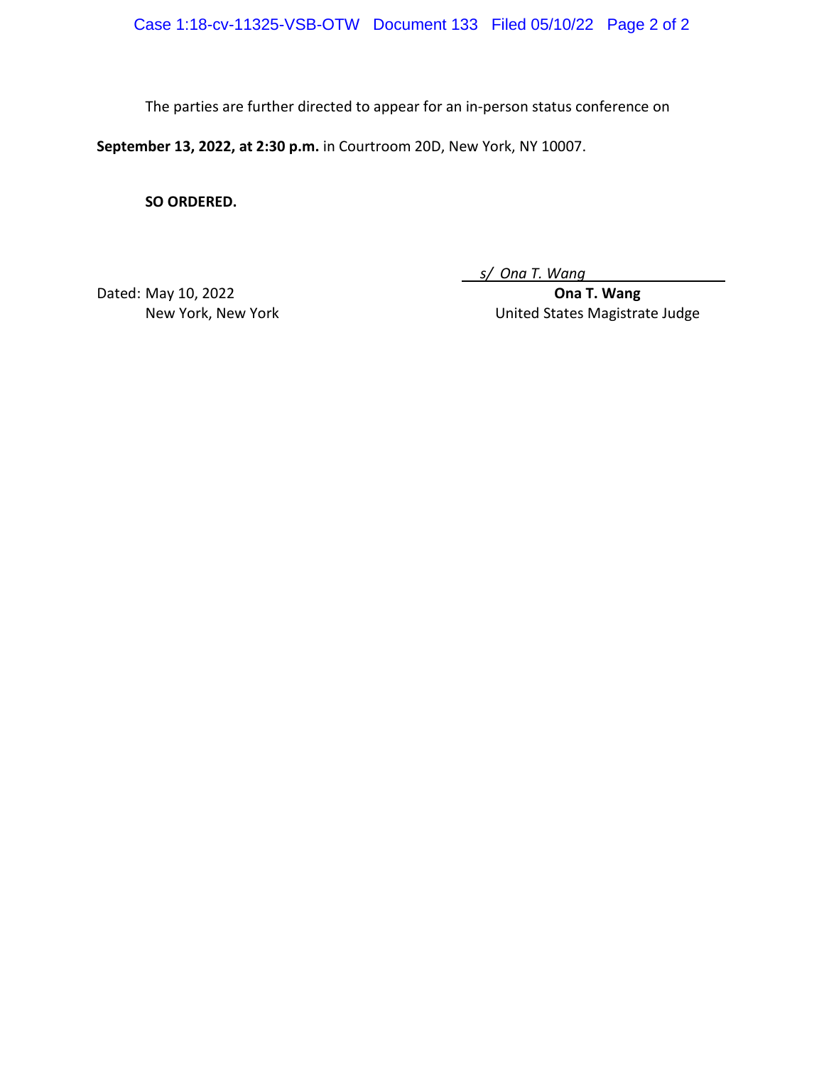The parties are further directed to appear for an in-person status conference on **September 13, 2022, at 2:30 p.m.** in Courtroom 20D, New York, NY 10007.

**SO ORDERED.**

*s/ Ona T. Wang*

**Ona T. Wang**
United States Magistrate Judge

Dated: May 10, 2022
New York, New York